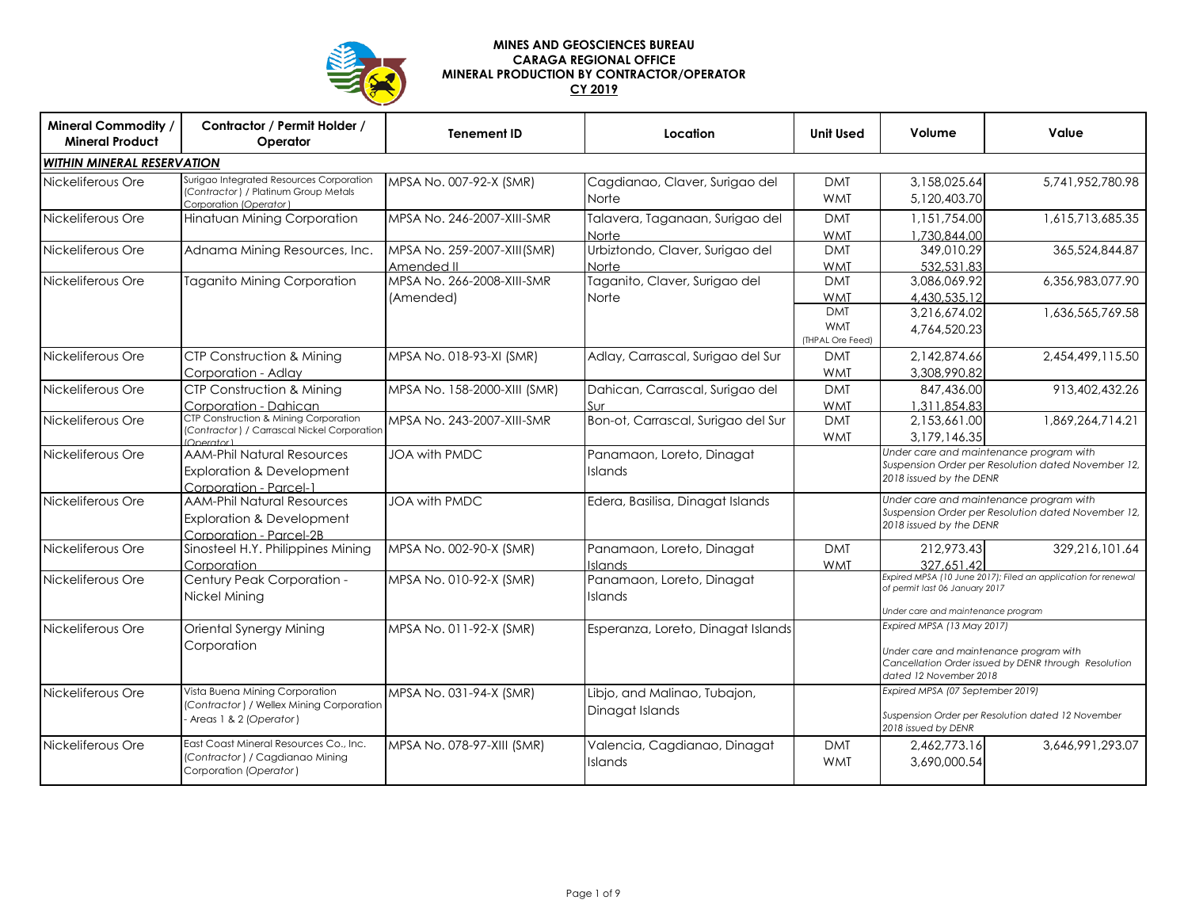**MINES AND GEOSCIENCES BUREAU**
**CARAGA REGIONAL OFFICE**
**MINERAL PRODUCTION BY CONTRACTOR/OPERATOR**
**CY 2019**

| Mineral Commodity / Mineral Product | Contractor / Permit Holder / Operator | Tenement ID | Location | Unit Used | Volume | Value |
|---|---|---|---|---|---|---|
| ***WITHIN MINERAL RESERVATION*** | | | | | | |
| Nickeliferous Ore | Surigao Integrated Resources Corporation (*Contractor*) / Platinum Group Metals Corporation (*Operator*) | MPSA No. 007-92-X (SMR) | Cagdianao, Claver, Surigao del Norte | DMT<br>WMT | 3,158,025.64<br>5,120,403.70 | 5,741,952,780.98 |
| Nickeliferous Ore | Hinatuan Mining Corporation | MPSA No. 246-2007-XIII-SMR | Talavera, Taganaan, Surigao del Norte | DMT<br>WMT | 1,151,754.00<br>1,730,844.00 | 1,615,713,685.35 |
| Nickeliferous Ore | Adnama Mining Resources, Inc. | MPSA No. 259-2007-XIII(SMR) Amended II | Urbiztondo, Claver, Surigao del Norte | DMT<br>WMT | 349,010.29<br>532,531.83 | 365,524,844.87 |
| Nickeliferous Ore | Taganito Mining Corporation | MPSA No. 266-2008-XIII-SMR (Amended) | Taganito, Claver, Surigao del Norte | DMT<br>WMT | 3,086,069.92<br>4,430,535.12 | 6,356,983,077.90 |
| | | | | DMT<br>WMT<br>(THPAL Ore Feed) | 3,216,674.02<br>4,764,520.23 | 1,636,565,769.58 |
| Nickeliferous Ore | CTP Construction & Mining Corporation - Adlay | MPSA No. 018-93-XI (SMR) | Adlay, Carrascal, Surigao del Sur | DMT<br>WMT | 2,142,874.66<br>3,308,990.82 | 2,454,499,115.50 |
| Nickeliferous Ore | CTP Construction & Mining Corporation - Dahican | MPSA No. 158-2000-XIII (SMR) | Dahican, Carrascal, Surigao del Sur | DMT<br>WMT | 847,436.00<br>1,311,854.83 | 913,402,432.26 |
| Nickeliferous Ore | CTP Construction & Mining Corporation (*Contractor*) / Carrascal Nickel Corporation (*Operator*) | MPSA No. 243-2007-XIII-SMR | Bon-ot, Carrascal, Surigao del Sur | DMT<br>WMT | 2,153,661.00<br>3,179,146.35 | 1,869,264,714.21 |
| Nickeliferous Ore | AAM-Phil Natural Resources Exploration & Development Corporation - Parcel-1 | JOA with PMDC | Panamaon, Loreto, Dinagat Islands | | *Under care and maintenance program with Suspension Order per Resolution dated November 12, 2018 issued by the DENR* | |
| Nickeliferous Ore | AAM-Phil Natural Resources Exploration & Development Corporation - Parcel-2B | JOA with PMDC | Edera, Basilisa, Dinagat Islands | | *Under care and maintenance program with Suspension Order per Resolution dated November 12, 2018 issued by the DENR* | |
| Nickeliferous Ore | Sinosteel H.Y. Philippines Mining Corporation | MPSA No. 002-90-X (SMR) | Panamaon, Loreto, Dinagat Islands | DMT<br>WMT | 212,973.43<br>327,651.42 | 329,216,101.64 |
| Nickeliferous Ore | Century Peak Corporation - Nickel Mining | MPSA No. 010-92-X (SMR) | Panamaon, Loreto, Dinagat Islands | | *Expired MPSA (10 June 2017); Filed an application for renewal of permit last 06 January 2017*<br>*Under care and maintenance program* | |
| Nickeliferous Ore | Oriental Synergy Mining Corporation | MPSA No. 011-92-X (SMR) | Esperanza, Loreto, Dinagat Islands | | *Expired MPSA (13 May 2017)*<br>*Under care and maintenance program with Cancellation Order issued by DENR through Resolution dated 12 November 2018* | |
| Nickeliferous Ore | Vista Buena Mining Corporation (*Contractor*) / Wellex Mining Corporation - Areas 1 & 2 (*Operator*) | MPSA No. 031-94-X (SMR) | Libjo, and Malinao, Tubajon, Dinagat Islands | | *Expired MPSA (07 September 2019)*<br>*Suspension Order per Resolution dated 12 November 2018 issued by DENR* | |
| Nickeliferous Ore | East Coast Mineral Resources Co., Inc. (*Contractor*) / Cagdianao Mining Corporation (*Operator*) | MPSA No. 078-97-XIII (SMR) | Valencia, Cagdianao, Dinagat Islands | DMT<br>WMT | 2,462,773.16<br>3,690,000.54 | 3,646,991,293.07 |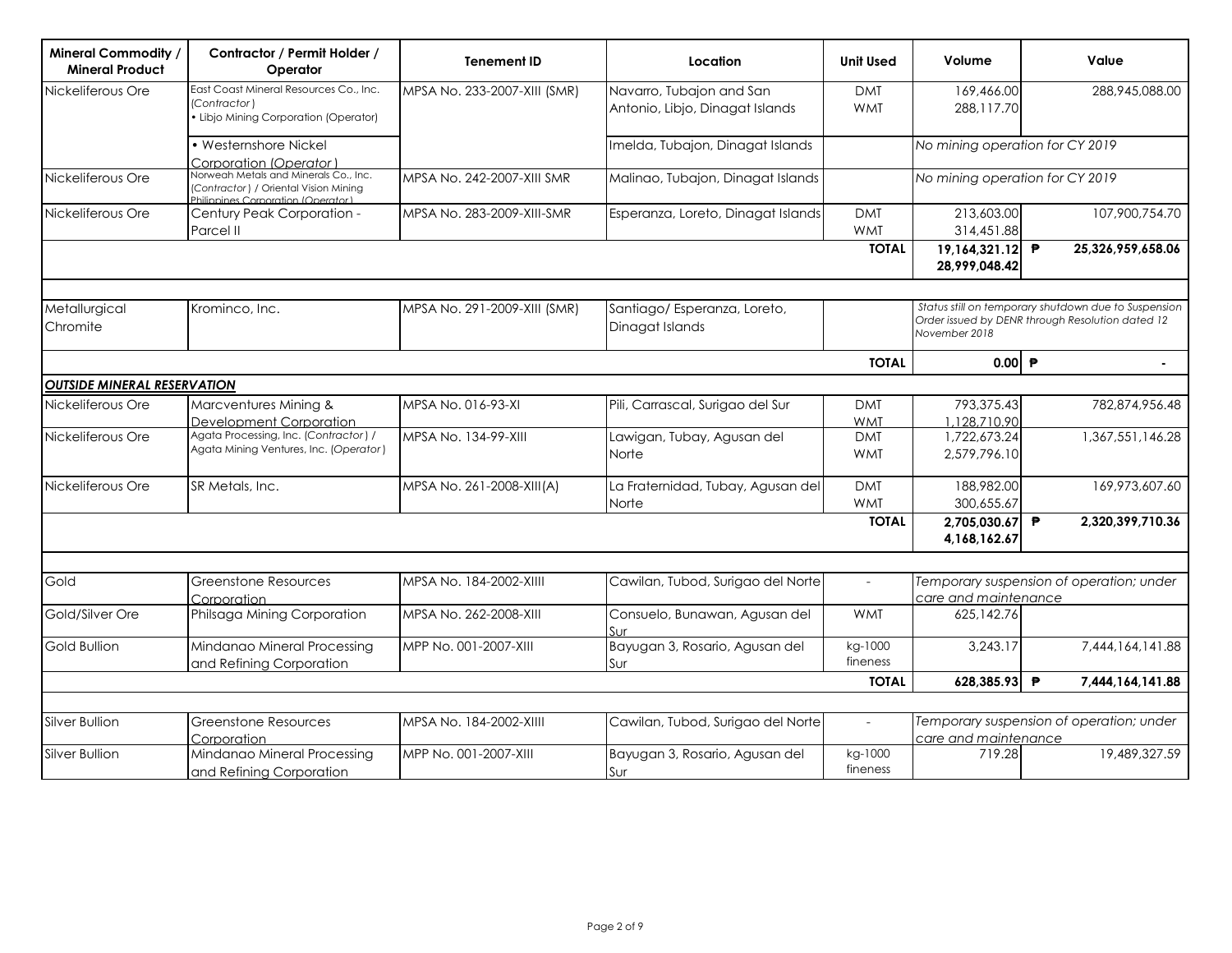| Mineral Commodity / Mineral Product | Contractor / Permit Holder / Operator | Tenement ID | Location | Unit Used | Volume | Value |
|---|---|---|---|---|---|---|
| Nickeliferous Ore | East Coast Mineral Resources Co., Inc. (*Contractor*) • Libjo Mining Corporation (Operator) | MPSA No. 233-2007-XIII (SMR) | Navarro, Tubajon and San Antonio, Libjo, Dinagat Islands | DMT<br>WMT | 169,466.00<br>288,117.70 | 288,945,088.00 |
| | • Westernshore Nickel Corporation (*Operator*) | | Imelda, Tubajon, Dinagat Islands | | *No mining operation for CY 2019* | |
| Nickeliferous Ore | Norweah Metals and Minerals Co., Inc. (*Contractor*) / Oriental Vision Mining Philippines Corporation (*Operator*) | MPSA No. 242-2007-XIII SMR | Malinao, Tubajon, Dinagat Islands | | *No mining operation for CY 2019* | |
| Nickeliferous Ore | Century Peak Corporation - Parcel II | MPSA No. 283-2009-XIII-SMR | Esperanza, Loreto, Dinagat Islands | DMT<br>WMT | 213,603.00<br>314,451.88 | 107,900,754.70 |
| | | | | **TOTAL** | **19,164,321.12**<br>**28,999,048.42** | **₱ 25,326,959,658.06** |
| | | | | | | |
| Metallurgical Chromite | Krominco, Inc. | MPSA No. 291-2009-XIII (SMR) | Santiago/ Esperanza, Loreto, Dinagat Islands | | *Status still on temporary shutdown due to Suspension Order issued by DENR through Resolution dated 12 November 2018* | |
| | | | | **TOTAL** | **0.00** | **₱ -** |
| ***OUTSIDE MINERAL RESERVATION*** | | | | | | |
| Nickeliferous Ore | Marcventures Mining & Development Corporation | MPSA No. 016-93-XI | Pili, Carrascal, Surigao del Sur | DMT<br>WMT | 793,375.43<br>1,128,710.90 | 782,874,956.48 |
| Nickeliferous Ore | Agata Processing, Inc. (*Contractor*) / Agata Mining Ventures, Inc. (*Operator*) | MPSA No. 134-99-XIII | Lawigan, Tubay, Agusan del Norte | DMT<br>WMT | 1,722,673.24<br>2,579,796.10 | 1,367,551,146.28 |
| Nickeliferous Ore | SR Metals, Inc. | MPSA No. 261-2008-XIII(A) | La Fraternidad, Tubay, Agusan del Norte | DMT<br>WMT | 188,982.00<br>300,655.67 | 169,973,607.60 |
| | | | | **TOTAL** | **2,705,030.67**<br>**4,168,162.67** | **₱ 2,320,399,710.36** |
| | | | | | | |
| Gold | Greenstone Resources Corporation | MPSA No. 184-2002-XIIII | Cawilan, Tubod, Surigao del Norte | - | *Temporary suspension of operation; under care and maintenance* | |
| Gold/Silver Ore | Philsaga Mining Corporation | MPSA No. 262-2008-XIII | Consuelo, Bunawan, Agusan del Sur | WMT | 625,142.76 | |
| Gold Bullion | Mindanao Mineral Processing and Refining Corporation | MPP No. 001-2007-XIII | Bayugan 3, Rosario, Agusan del Sur | kg-1000 fineness | 3,243.17 | 7,444,164,141.88 |
| | | | | **TOTAL** | **628,385.93** | **₱ 7,444,164,141.88** |
| | | | | | | |
| Silver Bullion | Greenstone Resources Corporation | MPSA No. 184-2002-XIIII | Cawilan, Tubod, Surigao del Norte | - | *Temporary suspension of operation; under care and maintenance* | |
| Silver Bullion | Mindanao Mineral Processing and Refining Corporation | MPP No. 001-2007-XIII | Bayugan 3, Rosario, Agusan del Sur | kg-1000 fineness | 719.28 | 19,489,327.59 |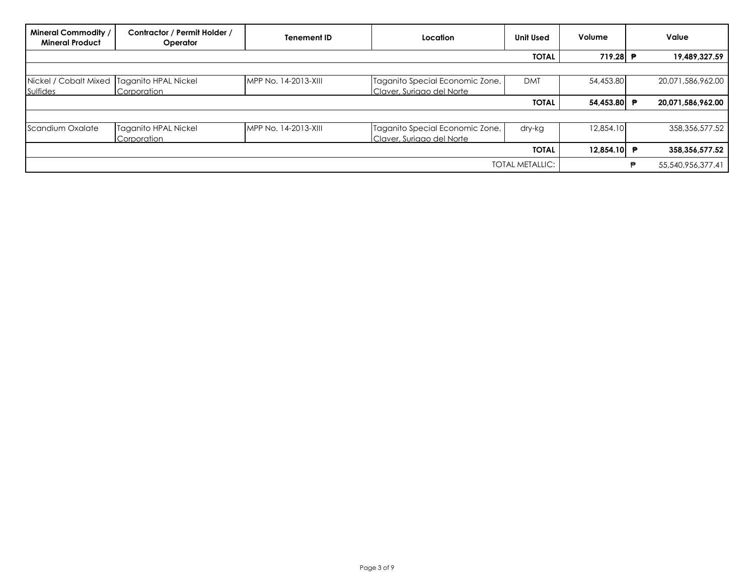| Mineral Commodity / Mineral Product | Contractor / Permit Holder / Operator | Tenement ID | Location | Unit Used | Volume | | Value |
|---|---|---|---|---|---|---|---|
| | | | | **TOTAL** | **719.28** | **₱** | **19,489,327.59** |
| | | | | | | | |
| Nickel / Cobalt Mixed Sulfides | Taganito HPAL Nickel Corporation | MPP No. 14-2013-XIII | Taganito Special Economic Zone, Claver, Surigao del Norte | DMT | 54,453.80 | | 20,071,586,962.00 |
| | | | | **TOTAL** | **54,453.80** | **₱** | **20,071,586,962.00** |
| | | | | | | | |
| Scandium Oxalate | Taganito HPAL Nickel Corporation | MPP No. 14-2013-XIII | Taganito Special Economic Zone, Claver, Surigao del Norte | dry-kg | 12,854.10 | | 358,356,577.52 |
| | | | | **TOTAL** | **12,854.10** | **₱** | **358,356,577.52** |
| | | | | TOTAL METALLIC: | | ₱ | 55,540,956,377.41 |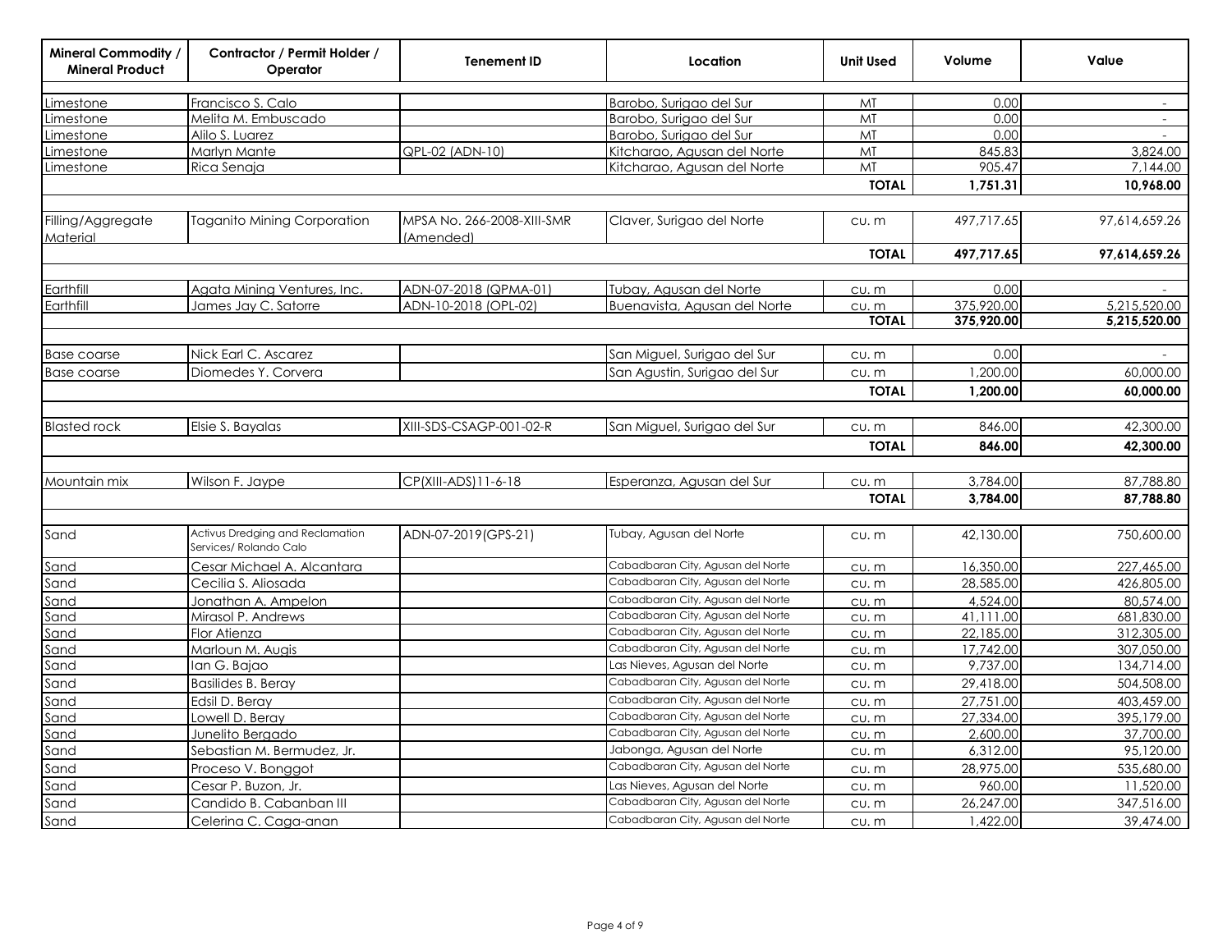| Mineral Commodity / Mineral Product | Contractor / Permit Holder / Operator | Tenement ID | Location | Unit Used | Volume | Value |
|---|---|---|---|---|---|---|
| Limestone | Francisco S. Calo | | Barobo, Surigao del Sur | MT | 0.00 | - |
| Limestone | Melita M. Embuscado | | Barobo, Surigao del Sur | MT | 0.00 | - |
| Limestone | Alilo S. Luarez | | Barobo, Surigao del Sur | MT | 0.00 | - |
| Limestone | Marlyn Mante | QPL-02 (ADN-10) | Kitcharao, Agusan del Norte | MT | 845.83 | 3,824.00 |
| Limestone | Rica Senaja | | Kitcharao, Agusan del Norte | MT | 905.47 | 7,144.00 |
| | | | | **TOTAL** | **1,751.31** | **10,968.00** |
| Filling/Aggregate Material | Taganito Mining Corporation | MPSA No. 266-2008-XIII-SMR (Amended) | Claver, Surigao del Norte | cu. m | 497,717.65 | 97,614,659.26 |
| | | | | **TOTAL** | **497,717.65** | **97,614,659.26** |
| Earthfill | Agata Mining Ventures, Inc. | ADN-07-2018 (QPMA-01) | Tubay, Agusan del Norte | cu. m | 0.00 | - |
| Earthfill | James Jay C. Satorre | ADN-10-2018 (OPL-02) | Buenavista, Agusan del Norte | cu. m | 375,920.00 | 5,215,520.00 |
| | | | | **TOTAL** | **375,920.00** | **5,215,520.00** |
| Base coarse | Nick Earl C. Ascarez | | San Miguel, Surigao del Sur | cu. m | 0.00 | - |
| Base coarse | Diomedes Y. Corvera | | San Agustin, Surigao del Sur | cu. m | 1,200.00 | 60,000.00 |
| | | | | **TOTAL** | **1,200.00** | **60,000.00** |
| Blasted rock | Elsie S. Bayalas | XIII-SDS-CSAGP-001-02-R | San Miguel, Surigao del Sur | cu. m | 846.00 | 42,300.00 |
| | | | | **TOTAL** | **846.00** | **42,300.00** |
| Mountain mix | Wilson F. Jaype | CP(XIII-ADS)11-6-18 | Esperanza, Agusan del Sur | cu. m | 3,784.00 | 87,788.80 |
| | | | | **TOTAL** | **3,784.00** | **87,788.80** |
| Sand | Activus Dredging and Reclamation Services/ Rolando Calo | ADN-07-2019(GPS-21) | Tubay, Agusan del Norte | cu. m | 42,130.00 | 750,600.00 |
| Sand | Cesar Michael A. Alcantara | | Cabadbaran City, Agusan del Norte | cu. m | 16,350.00 | 227,465.00 |
| Sand | Cecilia S. Aliosada | | Cabadbaran City, Agusan del Norte | cu. m | 28,585.00 | 426,805.00 |
| Sand | Jonathan A. Ampelon | | Cabadbaran City, Agusan del Norte | cu. m | 4,524.00 | 80,574.00 |
| Sand | Mirasol P. Andrews | | Cabadbaran City, Agusan del Norte | cu. m | 41,111.00 | 681,830.00 |
| Sand | Flor Atienza | | Cabadbaran City, Agusan del Norte | cu. m | 22,185.00 | 312,305.00 |
| Sand | Marloun M. Augis | | Cabadbaran City, Agusan del Norte | cu. m | 17,742.00 | 307,050.00 |
| Sand | Ian G. Bajao | | Las Nieves, Agusan del Norte | cu. m | 9,737.00 | 134,714.00 |
| Sand | Basilides B. Beray | | Cabadbaran City, Agusan del Norte | cu. m | 29,418.00 | 504,508.00 |
| Sand | Edsil D. Beray | | Cabadbaran City, Agusan del Norte | cu. m | 27,751.00 | 403,459.00 |
| Sand | Lowell D. Beray | | Cabadbaran City, Agusan del Norte | cu. m | 27,334.00 | 395,179.00 |
| Sand | Junelito Bergado | | Cabadbaran City, Agusan del Norte | cu. m | 2,600.00 | 37,700.00 |
| Sand | Sebastian M. Bermudez, Jr. | | Jabonga, Agusan del Norte | cu. m | 6,312.00 | 95,120.00 |
| Sand | Proceso V. Bonggot | | Cabadbaran City, Agusan del Norte | cu. m | 28,975.00 | 535,680.00 |
| Sand | Cesar P. Buzon, Jr. | | Las Nieves, Agusan del Norte | cu. m | 960.00 | 11,520.00 |
| Sand | Candido B. Cabanban III | | Cabadbaran City, Agusan del Norte | cu. m | 26,247.00 | 347,516.00 |
| Sand | Celerina C. Caga-anan | | Cabadbaran City, Agusan del Norte | cu. m | 1,422.00 | 39,474.00 |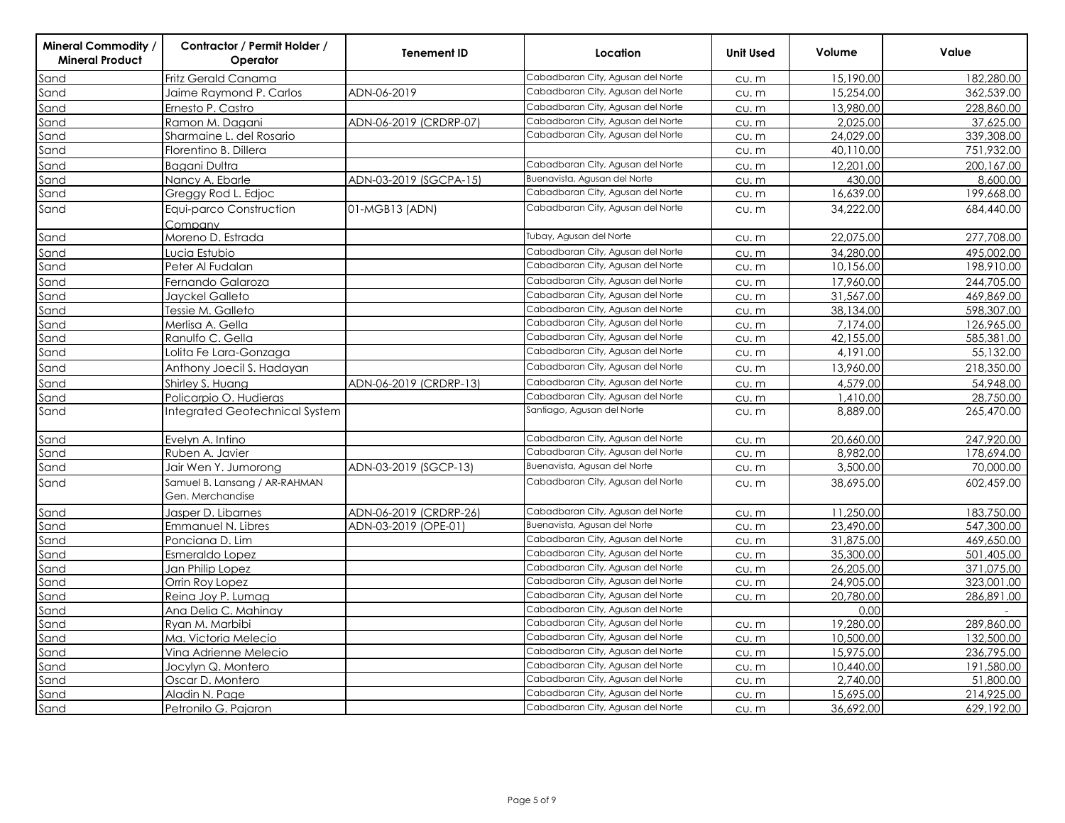| Mineral Commodity / Mineral Product | Contractor / Permit Holder / Operator | Tenement ID | Location | Unit Used | Volume | Value |
|---|---|---|---|---|---|---|
| Sand | Fritz Gerald Canama | | Cabadbaran City, Agusan del Norte | cu. m | 15,190.00 | 182,280.00 |
| Sand | Jaime Raymond P. Carlos | ADN-06-2019 | Cabadbaran City, Agusan del Norte | cu. m | 15,254.00 | 362,539.00 |
| Sand | Ernesto P. Castro | | Cabadbaran City, Agusan del Norte | cu. m | 13,980.00 | 228,860.00 |
| Sand | Ramon M. Dagani | ADN-06-2019 (CRDRP-07) | Cabadbaran City, Agusan del Norte | cu. m | 2,025.00 | 37,625.00 |
| Sand | Sharmaine L. del Rosario | | Cabadbaran City, Agusan del Norte | cu. m | 24,029.00 | 339,308.00 |
| Sand | Florentino B. Dillera | | | cu. m | 40,110.00 | 751,932.00 |
| Sand | Bagani Dultra | | Cabadbaran City, Agusan del Norte | cu. m | 12,201.00 | 200,167.00 |
| Sand | Nancy A. Ebarle | ADN-03-2019 (SGCPA-15) | Buenavista, Agusan del Norte | cu. m | 430.00 | 8,600.00 |
| Sand | Greggy Rod L. Edjoc | | Cabadbaran City, Agusan del Norte | cu. m | 16,639.00 | 199,668.00 |
| Sand | Equi-parco Construction Company | 01-MGB13 (ADN) | Cabadbaran City, Agusan del Norte | cu. m | 34,222.00 | 684,440.00 |
| Sand | Moreno D. Estrada | | Tubay, Agusan del Norte | cu. m | 22,075.00 | 277,708.00 |
| Sand | Lucia Estubio | | Cabadbaran City, Agusan del Norte | cu. m | 34,280.00 | 495,002.00 |
| Sand | Peter Al Fudalan | | Cabadbaran City, Agusan del Norte | cu. m | 10,156.00 | 198,910.00 |
| Sand | Fernando Galaroza | | Cabadbaran City, Agusan del Norte | cu. m | 17,960.00 | 244,705.00 |
| Sand | Jayckel Galleto | | Cabadbaran City, Agusan del Norte | cu. m | 31,567.00 | 469,869.00 |
| Sand | Tessie M. Galleto | | Cabadbaran City, Agusan del Norte | cu. m | 38,134.00 | 598,307.00 |
| Sand | Merlisa A. Gella | | Cabadbaran City, Agusan del Norte | cu. m | 7,174.00 | 126,965.00 |
| Sand | Ranulfo C. Gella | | Cabadbaran City, Agusan del Norte | cu. m | 42,155.00 | 585,381.00 |
| Sand | Lolita Fe Lara-Gonzaga | | Cabadbaran City, Agusan del Norte | cu. m | 4,191.00 | 55,132.00 |
| Sand | Anthony Joecil S. Hadayan | | Cabadbaran City, Agusan del Norte | cu. m | 13,960.00 | 218,350.00 |
| Sand | Shirley S. Huang | ADN-06-2019 (CRDRP-13) | Cabadbaran City, Agusan del Norte | cu. m | 4,579.00 | 54,948.00 |
| Sand | Policarpio O. Hudieras | | Cabadbaran City, Agusan del Norte | cu. m | 1,410.00 | 28,750.00 |
| Sand | Integrated Geotechnical System | | Santiago, Agusan del Norte | cu. m | 8,889.00 | 265,470.00 |
| Sand | Evelyn A. Intino | | Cabadbaran City, Agusan del Norte | cu. m | 20,660.00 | 247,920.00 |
| Sand | Ruben A. Javier | | Cabadbaran City, Agusan del Norte | cu. m | 8,982.00 | 178,694.00 |
| Sand | Jair Wen Y. Jumorong | ADN-03-2019 (SGCP-13) | Buenavista, Agusan del Norte | cu. m | 3,500.00 | 70,000.00 |
| Sand | Samuel B. Lansang / AR-RAHMAN Gen. Merchandise | | Cabadbaran City, Agusan del Norte | cu. m | 38,695.00 | 602,459.00 |
| Sand | Jasper D. Libarnes | ADN-06-2019 (CRDRP-26) | Cabadbaran City, Agusan del Norte | cu. m | 11,250.00 | 183,750.00 |
| Sand | Emmanuel N. Libres | ADN-03-2019 (OPE-01) | Buenavista, Agusan del Norte | cu. m | 23,490.00 | 547,300.00 |
| Sand | Ponciana D. Lim | | Cabadbaran City, Agusan del Norte | cu. m | 31,875.00 | 469,650.00 |
| Sand | Esmeraldo Lopez | | Cabadbaran City, Agusan del Norte | cu. m | 35,300.00 | 501,405.00 |
| Sand | Jan Philip Lopez | | Cabadbaran City, Agusan del Norte | cu. m | 26,205.00 | 371,075.00 |
| Sand | Orrin Roy Lopez | | Cabadbaran City, Agusan del Norte | cu. m | 24,905.00 | 323,001.00 |
| Sand | Reina Joy P. Lumag | | Cabadbaran City, Agusan del Norte | cu. m | 20,780.00 | 286,891.00 |
| Sand | Ana Delia C. Mahinay | | Cabadbaran City, Agusan del Norte | | 0.00 | - |
| Sand | Ryan M. Marbibi | | Cabadbaran City, Agusan del Norte | cu. m | 19,280.00 | 289,860.00 |
| Sand | Ma. Victoria Melecio | | Cabadbaran City, Agusan del Norte | cu. m | 10,500.00 | 132,500.00 |
| Sand | Vina Adrienne Melecio | | Cabadbaran City, Agusan del Norte | cu. m | 15,975.00 | 236,795.00 |
| Sand | Jocylyn Q. Montero | | Cabadbaran City, Agusan del Norte | cu. m | 10,440.00 | 191,580.00 |
| Sand | Oscar D. Montero | | Cabadbaran City, Agusan del Norte | cu. m | 2,740.00 | 51,800.00 |
| Sand | Aladin N. Page | | Cabadbaran City, Agusan del Norte | cu. m | 15,695.00 | 214,925.00 |
| Sand | Petronilo G. Pajaron | | Cabadbaran City, Agusan del Norte | cu. m | 36,692.00 | 629,192.00 |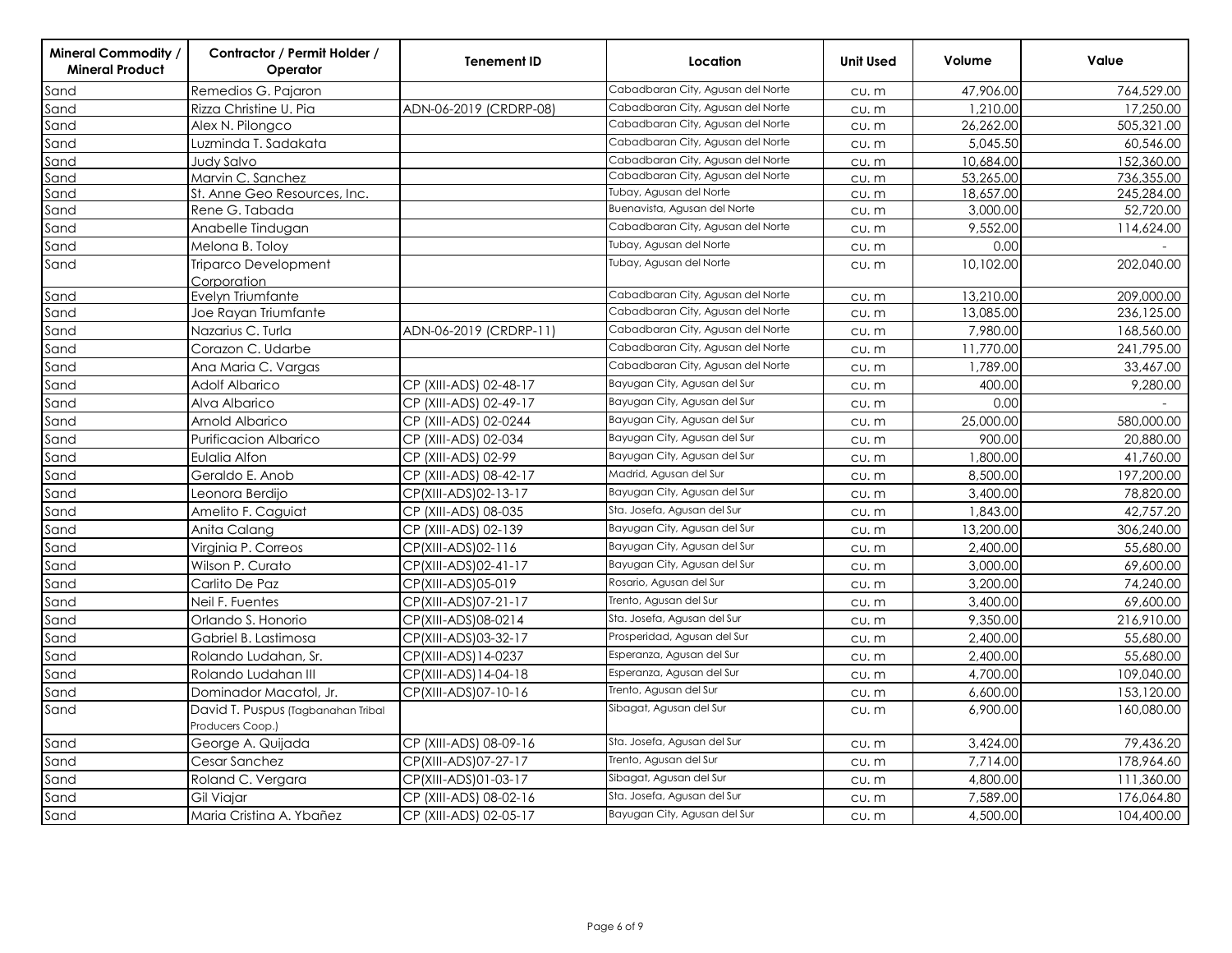| Mineral Commodity / Mineral Product | Contractor / Permit Holder / Operator | Tenement ID | Location | Unit Used | Volume | Value |
|---|---|---|---|---|---|---|
| Sand | Remedios G. Pajaron | | Cabadbaran City, Agusan del Norte | cu. m | 47,906.00 | 764,529.00 |
| Sand | Rizza Christine U. Pia | ADN-06-2019 (CRDRP-08) | Cabadbaran City, Agusan del Norte | cu. m | 1,210.00 | 17,250.00 |
| Sand | Alex N. Pilongco | | Cabadbaran City, Agusan del Norte | cu. m | 26,262.00 | 505,321.00 |
| Sand | Luzminda T. Sadakata | | Cabadbaran City, Agusan del Norte | cu. m | 5,045.50 | 60,546.00 |
| Sand | Judy Salvo | | Cabadbaran City, Agusan del Norte | cu. m | 10,684.00 | 152,360.00 |
| Sand | Marvin C. Sanchez | | Cabadbaran City, Agusan del Norte | cu. m | 53,265.00 | 736,355.00 |
| Sand | St. Anne Geo Resources, Inc. | | Tubay, Agusan del Norte | cu. m | 18,657.00 | 245,284.00 |
| Sand | Rene G. Tabada | | Buenavista, Agusan del Norte | cu. m | 3,000.00 | 52,720.00 |
| Sand | Anabelle Tindugan | | Cabadbaran City, Agusan del Norte | cu. m | 9,552.00 | 114,624.00 |
| Sand | Melona B. Toloy | | Tubay, Agusan del Norte | cu. m | 0.00 | - |
| Sand | Triparco Development Corporation | | Tubay, Agusan del Norte | cu. m | 10,102.00 | 202,040.00 |
| Sand | Evelyn Triumfante | | Cabadbaran City, Agusan del Norte | cu. m | 13,210.00 | 209,000.00 |
| Sand | Joe Rayan Triumfante | | Cabadbaran City, Agusan del Norte | cu. m | 13,085.00 | 236,125.00 |
| Sand | Nazarius C. Turla | ADN-06-2019 (CRDRP-11) | Cabadbaran City, Agusan del Norte | cu. m | 7,980.00 | 168,560.00 |
| Sand | Corazon C. Udarbe | | Cabadbaran City, Agusan del Norte | cu. m | 11,770.00 | 241,795.00 |
| Sand | Ana Maria C. Vargas | | Cabadbaran City, Agusan del Norte | cu. m | 1,789.00 | 33,467.00 |
| Sand | Adolf Albarico | CP (XIII-ADS) 02-48-17 | Bayugan City, Agusan del Sur | cu. m | 400.00 | 9,280.00 |
| Sand | Alva Albarico | CP (XIII-ADS) 02-49-17 | Bayugan City, Agusan del Sur | cu. m | 0.00 | - |
| Sand | Arnold Albarico | CP (XIII-ADS) 02-0244 | Bayugan City, Agusan del Sur | cu. m | 25,000.00 | 580,000.00 |
| Sand | Purificacion Albarico | CP (XIII-ADS) 02-034 | Bayugan City, Agusan del Sur | cu. m | 900.00 | 20,880.00 |
| Sand | Eulalia Alfon | CP (XIII-ADS) 02-99 | Bayugan City, Agusan del Sur | cu. m | 1,800.00 | 41,760.00 |
| Sand | Geraldo E. Anob | CP (XIII-ADS) 08-42-17 | Madrid, Agusan del Sur | cu. m | 8,500.00 | 197,200.00 |
| Sand | Leonora Berdijo | CP(XIII-ADS)02-13-17 | Bayugan City, Agusan del Sur | cu. m | 3,400.00 | 78,820.00 |
| Sand | Amelito F. Caguiat | CP (XIII-ADS) 08-035 | Sta. Josefa, Agusan del Sur | cu. m | 1,843.00 | 42,757.20 |
| Sand | Anita Calang | CP (XIII-ADS) 02-139 | Bayugan City, Agusan del Sur | cu. m | 13,200.00 | 306,240.00 |
| Sand | Virginia P. Correos | CP(XIII-ADS)02-116 | Bayugan City, Agusan del Sur | cu. m | 2,400.00 | 55,680.00 |
| Sand | Wilson P. Curato | CP(XIII-ADS)02-41-17 | Bayugan City, Agusan del Sur | cu. m | 3,000.00 | 69,600.00 |
| Sand | Carlito De Paz | CP(XIII-ADS)05-019 | Rosario, Agusan del Sur | cu. m | 3,200.00 | 74,240.00 |
| Sand | Neil F. Fuentes | CP(XIII-ADS)07-21-17 | Trento, Agusan del Sur | cu. m | 3,400.00 | 69,600.00 |
| Sand | Orlando S. Honorio | CP(XIII-ADS)08-0214 | Sta. Josefa, Agusan del Sur | cu. m | 9,350.00 | 216,910.00 |
| Sand | Gabriel B. Lastimosa | CP(XIII-ADS)03-32-17 | Prosperidad, Agusan del Sur | cu. m | 2,400.00 | 55,680.00 |
| Sand | Rolando Ludahan, Sr. | CP(XIII-ADS)14-0237 | Esperanza, Agusan del Sur | cu. m | 2,400.00 | 55,680.00 |
| Sand | Rolando Ludahan III | CP(XIII-ADS)14-04-18 | Esperanza, Agusan del Sur | cu. m | 4,700.00 | 109,040.00 |
| Sand | Dominador Macatol, Jr. | CP(XIII-ADS)07-10-16 | Trento, Agusan del Sur | cu. m | 6,600.00 | 153,120.00 |
| Sand | David T. Puspus (Tagbanahan Tribal Producers Coop.) | | Sibagat, Agusan del Sur | cu. m | 6,900.00 | 160,080.00 |
| Sand | George A. Quijada | CP (XIII-ADS) 08-09-16 | Sta. Josefa, Agusan del Sur | cu. m | 3,424.00 | 79,436.20 |
| Sand | Cesar Sanchez | CP(XIII-ADS)07-27-17 | Trento, Agusan del Sur | cu. m | 7,714.00 | 178,964.60 |
| Sand | Roland C. Vergara | CP(XIII-ADS)01-03-17 | Sibagat, Agusan del Sur | cu. m | 4,800.00 | 111,360.00 |
| Sand | Gil Viajar | CP (XIII-ADS) 08-02-16 | Sta. Josefa, Agusan del Sur | cu. m | 7,589.00 | 176,064.80 |
| Sand | Maria Cristina A. Ybañez | CP (XIII-ADS) 02-05-17 | Bayugan City, Agusan del Sur | cu. m | 4,500.00 | 104,400.00 |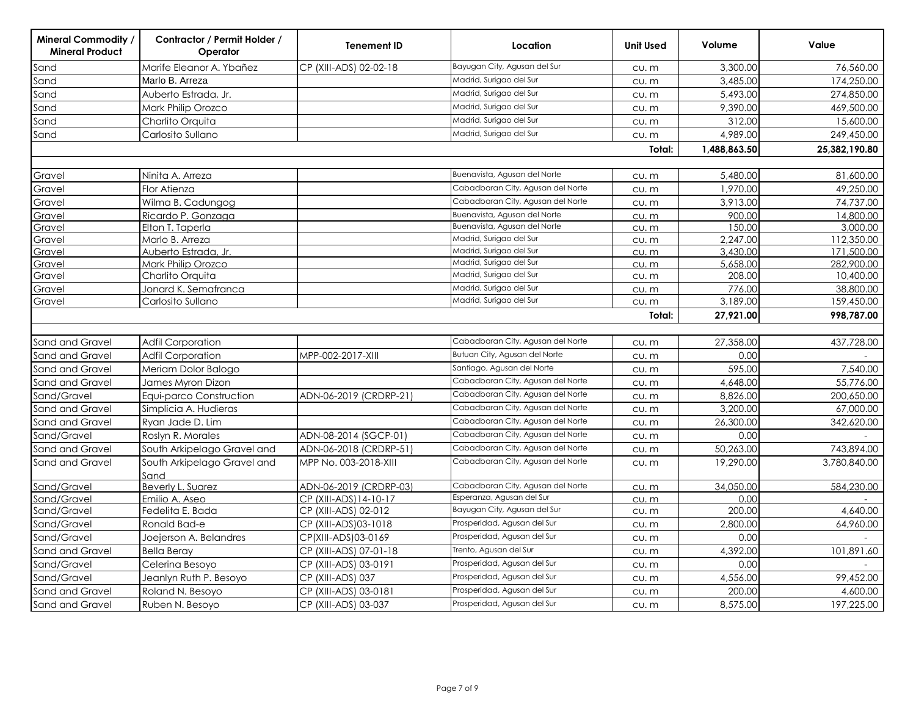| Mineral Commodity / Mineral Product | Contractor / Permit Holder / Operator | Tenement ID | Location | Unit Used | Volume | Value |
|---|---|---|---|---|---|---|
| Sand | Marife Eleanor A. Ybañez | CP (XIII-ADS) 02-02-18 | Bayugan City, Agusan del Sur | cu. m | 3,300.00 | 76,560.00 |
| Sand | Marlo B. Arreza | | Madrid, Surigao del Sur | cu. m | 3,485.00 | 174,250.00 |
| Sand | Auberto Estrada, Jr. | | Madrid, Surigao del Sur | cu. m | 5,493.00 | 274,850.00 |
| Sand | Mark Philip Orozco | | Madrid, Surigao del Sur | cu. m | 9,390.00 | 469,500.00 |
| Sand | Charlito Orquita | | Madrid, Surigao del Sur | cu. m | 312.00 | 15,600.00 |
| Sand | Carlosito Sullano | | Madrid, Surigao del Sur | cu. m | 4,989.00 | 249,450.00 |
| | | | | Total: | 1,488,863.50 | 25,382,190.80 |
| | | | | | | |
| Gravel | Ninita A. Arreza | | Buenavista, Agusan del Norte | cu. m | 5,480.00 | 81,600.00 |
| Gravel | Flor Atienza | | Cabadbaran City, Agusan del Norte | cu. m | 1,970.00 | 49,250.00 |
| Gravel | Wilma B. Cadungog | | Cabadbaran City, Agusan del Norte | cu. m | 3,913.00 | 74,737.00 |
| Gravel | Ricardo P. Gonzaga | | Buenavista, Agusan del Norte | cu. m | 900.00 | 14,800.00 |
| Gravel | Elton T. Taperla | | Buenavista, Agusan del Norte | cu. m | 150.00 | 3,000.00 |
| Gravel | Marlo B. Arreza | | Madrid, Surigao del Sur | cu. m | 2,247.00 | 112,350.00 |
| Gravel | Auberto Estrada, Jr. | | Madrid, Surigao del Sur | cu. m | 3,430.00 | 171,500.00 |
| Gravel | Mark Philip Orozco | | Madrid, Surigao del Sur | cu. m | 5,658.00 | 282,900.00 |
| Gravel | Charlito Orquita | | Madrid, Surigao del Sur | cu. m | 208.00 | 10,400.00 |
| Gravel | Jonard K. Semafranca | | Madrid, Surigao del Sur | cu. m | 776.00 | 38,800.00 |
| Gravel | Carlosito Sullano | | Madrid, Surigao del Sur | cu. m | 3,189.00 | 159,450.00 |
| | | | | Total: | 27,921.00 | 998,787.00 |
| | | | | | | |
| Sand and Gravel | Adfil Corporation | | Cabadbaran City, Agusan del Norte | cu. m | 27,358.00 | 437,728.00 |
| Sand and Gravel | Adfil Corporation | MPP-002-2017-XIII | Butuan City, Agusan del Norte | cu. m | 0.00 | - |
| Sand and Gravel | Meriam Dolor Balogo | | Santiago, Agusan del Norte | cu. m | 595.00 | 7,540.00 |
| Sand and Gravel | James Myron Dizon | | Cabadbaran City, Agusan del Norte | cu. m | 4,648.00 | 55,776.00 |
| Sand/Gravel | Equi-parco Construction | ADN-06-2019 (CRDRP-21) | Cabadbaran City, Agusan del Norte | cu. m | 8,826.00 | 200,650.00 |
| Sand and Gravel | Simplicia A. Hudieras | | Cabadbaran City, Agusan del Norte | cu. m | 3,200.00 | 67,000.00 |
| Sand and Gravel | Ryan Jade D. Lim | | Cabadbaran City, Agusan del Norte | cu. m | 26,300.00 | 342,620.00 |
| Sand/Gravel | Roslyn R. Morales | ADN-08-2014 (SGCP-01) | Cabadbaran City, Agusan del Norte | cu. m | 0.00 | - |
| Sand and Gravel | South Arkipelago Gravel and | ADN-06-2018 (CRDRP-51) | Cabadbaran City, Agusan del Norte | cu. m | 50,263.00 | 743,894.00 |
| Sand and Gravel | South Arkipelago Gravel and Sand | MPP No. 003-2018-XIII | Cabadbaran City, Agusan del Norte | cu. m | 19,290.00 | 3,780,840.00 |
| Sand/Gravel | Beverly L. Suarez | ADN-06-2019 (CRDRP-03) | Cabadbaran City, Agusan del Norte | cu. m | 34,050.00 | 584,230.00 |
| Sand/Gravel | Emilio A. Aseo | CP (XIII-ADS)14-10-17 | Esperanza, Agusan del Sur | cu. m | 0.00 | - |
| Sand/Gravel | Fedelita E. Bada | CP (XIII-ADS) 02-012 | Bayugan City, Agusan del Sur | cu. m | 200.00 | 4,640.00 |
| Sand/Gravel | Ronald Bad-e | CP (XIII-ADS)03-1018 | Prosperidad, Agusan del Sur | cu. m | 2,800.00 | 64,960.00 |
| Sand/Gravel | Joejerson A. Belandres | CP(XIII-ADS)03-0169 | Prosperidad, Agusan del Sur | cu. m | 0.00 | - |
| Sand and Gravel | Bella Beray | CP (XIII-ADS) 07-01-18 | Trento, Agusan del Sur | cu. m | 4,392.00 | 101,891.60 |
| Sand/Gravel | Celerina Besoyo | CP (XIII-ADS) 03-0191 | Prosperidad, Agusan del Sur | cu. m | 0.00 | - |
| Sand/Gravel | Jeanlyn Ruth P. Besoyo | CP (XIII-ADS) 037 | Prosperidad, Agusan del Sur | cu. m | 4,556.00 | 99,452.00 |
| Sand and Gravel | Roland N. Besoyo | CP (XIII-ADS) 03-0181 | Prosperidad, Agusan del Sur | cu. m | 200.00 | 4,600.00 |
| Sand and Gravel | Ruben N. Besoyo | CP (XIII-ADS) 03-037 | Prosperidad, Agusan del Sur | cu. m | 8,575.00 | 197,225.00 |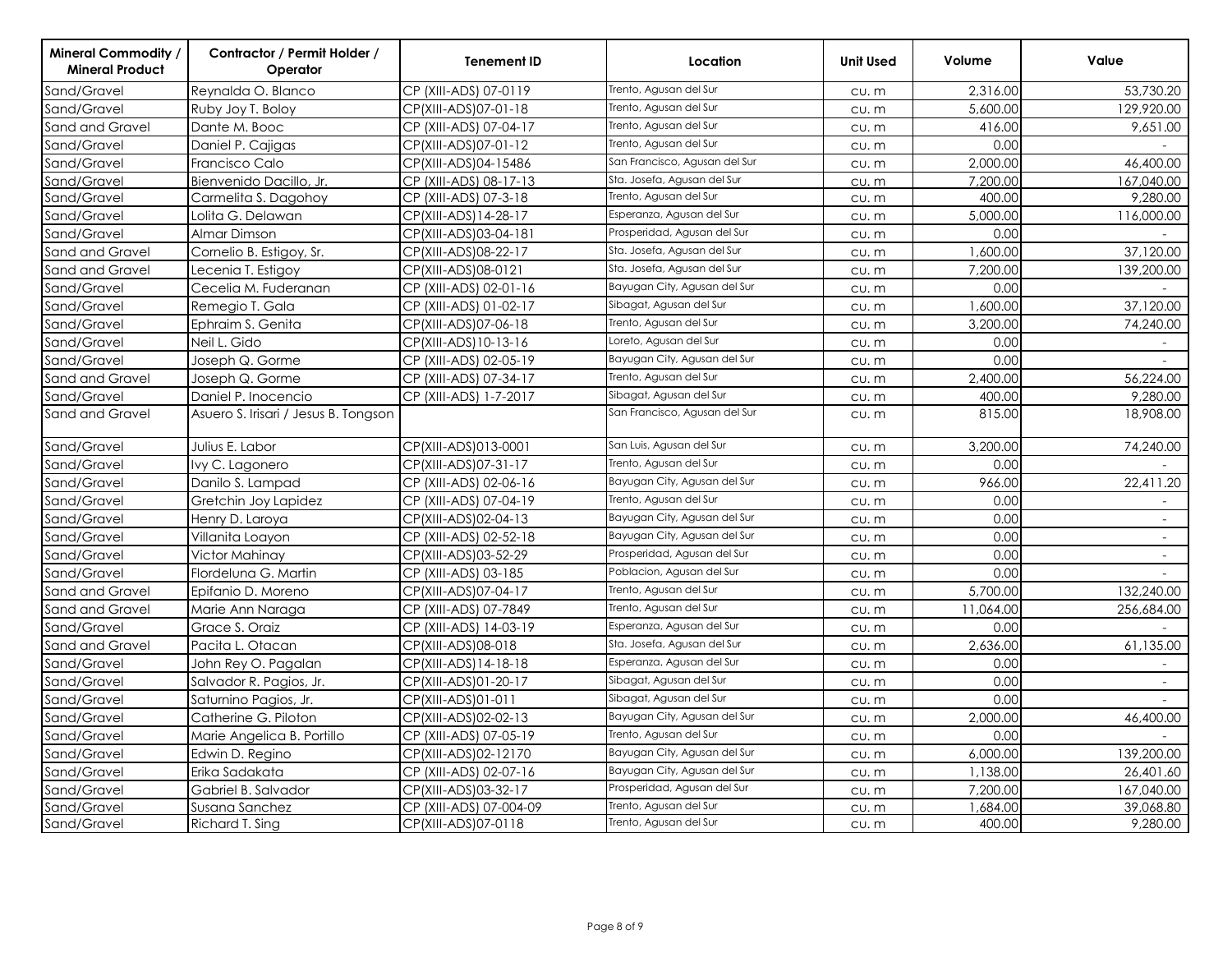| Mineral Commodity / Mineral Product | Contractor / Permit Holder / Operator | Tenement ID | Location | Unit Used | Volume | Value |
|---|---|---|---|---|---|---|
| Sand/Gravel | Reynalda O. Blanco | CP (XIII-ADS) 07-0119 | Trento, Agusan del Sur | cu. m | 2,316.00 | 53,730.20 |
| Sand/Gravel | Ruby Joy T. Boloy | CP(XIII-ADS)07-01-18 | Trento, Agusan del Sur | cu. m | 5,600.00 | 129,920.00 |
| Sand and Gravel | Dante M. Booc | CP (XIII-ADS) 07-04-17 | Trento, Agusan del Sur | cu. m | 416.00 | 9,651.00 |
| Sand/Gravel | Daniel P. Cajigas | CP(XIII-ADS)07-01-12 | Trento, Agusan del Sur | cu. m | 0.00 | - |
| Sand/Gravel | Francisco Calo | CP(XIII-ADS)04-15486 | San Francisco, Agusan del Sur | cu. m | 2,000.00 | 46,400.00 |
| Sand/Gravel | Bienvenido Dacillo, Jr. | CP (XIII-ADS) 08-17-13 | Sta. Josefa, Agusan del Sur | cu. m | 7,200.00 | 167,040.00 |
| Sand/Gravel | Carmelita S. Dagohoy | CP (XIII-ADS) 07-3-18 | Trento, Agusan del Sur | cu. m | 400.00 | 9,280.00 |
| Sand/Gravel | Lolita G. Delawan | CP(XIII-ADS)14-28-17 | Esperanza, Agusan del Sur | cu. m | 5,000.00 | 116,000.00 |
| Sand/Gravel | Almar Dimson | CP(XIII-ADS)03-04-181 | Prosperidad, Agusan del Sur | cu. m | 0.00 | - |
| Sand and Gravel | Cornelio B. Estigoy, Sr. | CP(XIII-ADS)08-22-17 | Sta. Josefa, Agusan del Sur | cu. m | 1,600.00 | 37,120.00 |
| Sand and Gravel | Lecenia T. Estigoy | CP(XIII-ADS)08-0121 | Sta. Josefa, Agusan del Sur | cu. m | 7,200.00 | 139,200.00 |
| Sand/Gravel | Cecelia M. Fuderanan | CP (XIII-ADS) 02-01-16 | Bayugan City, Agusan del Sur | cu. m | 0.00 | - |
| Sand/Gravel | Remegio T. Gala | CP (XIII-ADS) 01-02-17 | Sibagat, Agusan del Sur | cu. m | 1,600.00 | 37,120.00 |
| Sand/Gravel | Ephraim S. Genita | CP(XIII-ADS)07-06-18 | Trento, Agusan del Sur | cu. m | 3,200.00 | 74,240.00 |
| Sand/Gravel | Neil L. Gido | CP(XIII-ADS)10-13-16 | Loreto, Agusan del Sur | cu. m | 0.00 | - |
| Sand/Gravel | Joseph Q. Gorme | CP (XIII-ADS) 02-05-19 | Bayugan City, Agusan del Sur | cu. m | 0.00 | - |
| Sand and Gravel | Joseph Q. Gorme | CP (XIII-ADS) 07-34-17 | Trento, Agusan del Sur | cu. m | 2,400.00 | 56,224.00 |
| Sand/Gravel | Daniel P. Inocencio | CP (XIII-ADS) 1-7-2017 | Sibagat, Agusan del Sur | cu. m | 400.00 | 9,280.00 |
| Sand and Gravel | Asuero S. Irisari / Jesus B. Tongson | | San Francisco, Agusan del Sur | cu. m | 815.00 | 18,908.00 |
| Sand/Gravel | Julius E. Labor | CP(XIII-ADS)013-0001 | San Luis, Agusan del Sur | cu. m | 3,200.00 | 74,240.00 |
| Sand/Gravel | Ivy C. Lagonero | CP(XIII-ADS)07-31-17 | Trento, Agusan del Sur | cu. m | 0.00 | - |
| Sand/Gravel | Danilo S. Lampad | CP (XIII-ADS) 02-06-16 | Bayugan City, Agusan del Sur | cu. m | 966.00 | 22,411.20 |
| Sand/Gravel | Gretchin Joy Lapidez | CP (XIII-ADS) 07-04-19 | Trento, Agusan del Sur | cu. m | 0.00 | - |
| Sand/Gravel | Henry D. Laroya | CP(XIII-ADS)02-04-13 | Bayugan City, Agusan del Sur | cu. m | 0.00 | - |
| Sand/Gravel | Villanita Loayon | CP (XIII-ADS) 02-52-18 | Bayugan City, Agusan del Sur | cu. m | 0.00 | - |
| Sand/Gravel | Victor Mahinay | CP(XIII-ADS)03-52-29 | Prosperidad, Agusan del Sur | cu. m | 0.00 | - |
| Sand/Gravel | Flordeluna G. Martin | CP (XIII-ADS) 03-185 | Poblacion, Agusan del Sur | cu. m | 0.00 | - |
| Sand and Gravel | Epifanio D. Moreno | CP(XIII-ADS)07-04-17 | Trento, Agusan del Sur | cu. m | 5,700.00 | 132,240.00 |
| Sand and Gravel | Marie Ann Naraga | CP (XIII-ADS) 07-7849 | Trento, Agusan del Sur | cu. m | 11,064.00 | 256,684.00 |
| Sand/Gravel | Grace S. Oraiz | CP (XIII-ADS) 14-03-19 | Esperanza, Agusan del Sur | cu. m | 0.00 | - |
| Sand and Gravel | Pacita L. Otacan | CP(XIII-ADS)08-018 | Sta. Josefa, Agusan del Sur | cu. m | 2,636.00 | 61,135.00 |
| Sand/Gravel | John Rey O. Pagalan | CP(XIII-ADS)14-18-18 | Esperanza, Agusan del Sur | cu. m | 0.00 | - |
| Sand/Gravel | Salvador R. Pagios, Jr. | CP(XIII-ADS)01-20-17 | Sibagat, Agusan del Sur | cu. m | 0.00 | - |
| Sand/Gravel | Saturnino Pagios, Jr. | CP(XIII-ADS)01-011 | Sibagat, Agusan del Sur | cu. m | 0.00 | - |
| Sand/Gravel | Catherine G. Piloton | CP(XIII-ADS)02-02-13 | Bayugan City, Agusan del Sur | cu. m | 2,000.00 | 46,400.00 |
| Sand/Gravel | Marie Angelica B. Portillo | CP (XIII-ADS) 07-05-19 | Trento, Agusan del Sur | cu. m | 0.00 | - |
| Sand/Gravel | Edwin D. Regino | CP(XIII-ADS)02-12170 | Bayugan City, Agusan del Sur | cu. m | 6,000.00 | 139,200.00 |
| Sand/Gravel | Erika Sadakata | CP (XIII-ADS) 02-07-16 | Bayugan City, Agusan del Sur | cu. m | 1,138.00 | 26,401.60 |
| Sand/Gravel | Gabriel B. Salvador | CP(XIII-ADS)03-32-17 | Prosperidad, Agusan del Sur | cu. m | 7,200.00 | 167,040.00 |
| Sand/Gravel | Susana Sanchez | CP (XIII-ADS) 07-004-09 | Trento, Agusan del Sur | cu. m | 1,684.00 | 39,068.80 |
| Sand/Gravel | Richard T. Sing | CP(XIII-ADS)07-0118 | Trento, Agusan del Sur | cu. m | 400.00 | 9,280.00 |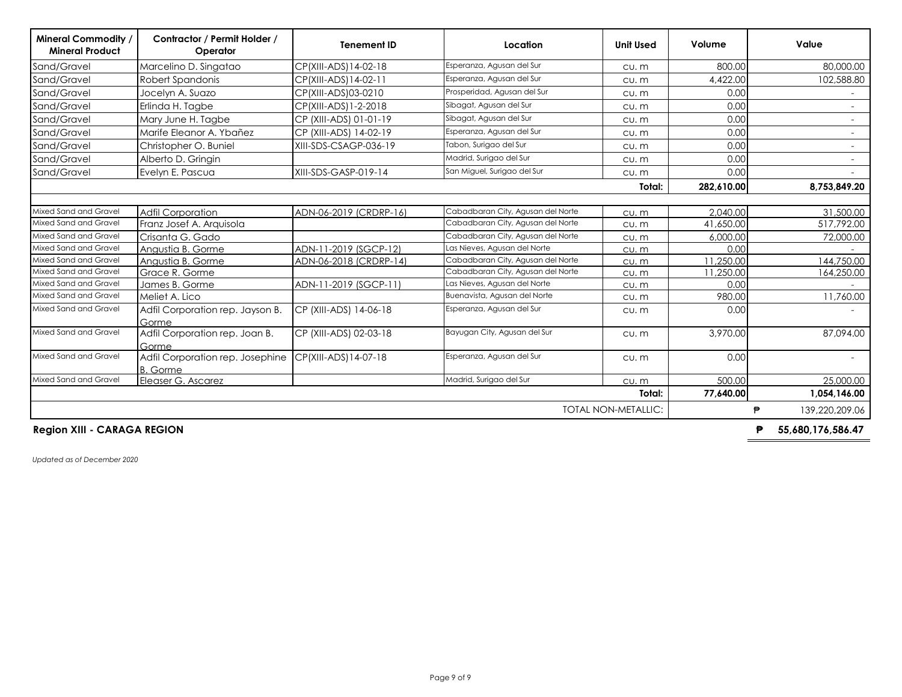| Mineral Commodity / Mineral Product | Contractor / Permit Holder / Operator | Tenement ID | Location | Unit Used | Volume | Value |
|---|---|---|---|---|---|---|
| Sand/Gravel | Marcelino D. Singatao | CP(XIII-ADS)14-02-18 | Esperanza, Agusan del Sur | cu. m | 800.00 | 80,000.00 |
| Sand/Gravel | Robert Spandonis | CP(XIII-ADS)14-02-11 | Esperanza, Agusan del Sur | cu. m | 4,422.00 | 102,588.80 |
| Sand/Gravel | Jocelyn A. Suazo | CP(XIII-ADS)03-0210 | Prosperidad, Agusan del Sur | cu. m | 0.00 | - |
| Sand/Gravel | Erlinda H. Tagbe | CP(XIII-ADS)1-2-2018 | Sibagat, Agusan del Sur | cu. m | 0.00 | - |
| Sand/Gravel | Mary June H. Tagbe | CP (XIII-ADS) 01-01-19 | Sibagat, Agusan del Sur | cu. m | 0.00 | - |
| Sand/Gravel | Marife Eleanor A. Ybañez | CP (XIII-ADS) 14-02-19 | Esperanza, Agusan del Sur | cu. m | 0.00 | - |
| Sand/Gravel | Christopher O. Buniel | XIII-SDS-CSAGP-036-19 | Tabon, Surigao del Sur | cu. m | 0.00 | - |
| Sand/Gravel | Alberto D. Gringin | | Madrid, Surigao del Sur | cu. m | 0.00 | - |
| Sand/Gravel | Evelyn E. Pascua | XIII-SDS-GASP-019-14 | San Miguel, Surigao del Sur | cu. m | 0.00 | - |
| | | | | Total: | 282,610.00 | 8,753,849.20 |
| | | | | | | |
| Mixed Sand and Gravel | Adfil Corporation | ADN-06-2019 (CRDRP-16) | Cabadbaran City, Agusan del Norte | cu. m | 2,040.00 | 31,500.00 |
| Mixed Sand and Gravel | Franz Josef A. Arquisola | | Cabadbaran City, Agusan del Norte | cu. m | 41,650.00 | 517,792.00 |
| Mixed Sand and Gravel | Crisanta G. Gado | | Cabadbaran City, Agusan del Norte | cu. m | 6,000.00 | 72,000.00 |
| Mixed Sand and Gravel | Angustia B. Gorme | ADN-11-2019 (SGCP-12) | Las Nieves, Agusan del Norte | cu. m | 0.00 | - |
| Mixed Sand and Gravel | Angustia B. Gorme | ADN-06-2018 (CRDRP-14) | Cabadbaran City, Agusan del Norte | cu. m | 11,250.00 | 144,750.00 |
| Mixed Sand and Gravel | Grace R. Gorme | | Cabadbaran City, Agusan del Norte | cu. m | 11,250.00 | 164,250.00 |
| Mixed Sand and Gravel | James B. Gorme | ADN-11-2019 (SGCP-11) | Las Nieves, Agusan del Norte | cu. m | 0.00 | - |
| Mixed Sand and Gravel | Meliet A. Lico | | Buenavista, Agusan del Norte | cu. m | 980.00 | 11,760.00 |
| Mixed Sand and Gravel | Adfil Corporation rep. Jayson B. Gorme | CP (XIII-ADS) 14-06-18 | Esperanza, Agusan del Sur | cu. m | 0.00 | - |
| Mixed Sand and Gravel | Adfil Corporation rep. Joan B. Gorme | CP (XIII-ADS) 02-03-18 | Bayugan City, Agusan del Sur | cu. m | 3,970.00 | 87,094.00 |
| Mixed Sand and Gravel | Adfil Corporation rep. Josephine B. Gorme | CP(XIII-ADS)14-07-18 | Esperanza, Agusan del Sur | cu. m | 0.00 | - |
| Mixed Sand and Gravel | Eleaser G. Ascarez | | Madrid, Surigao del Sur | cu. m | 500.00 | 25,000.00 |
| | | | | Total: | 77,640.00 | 1,054,146.00 |
| | | | | TOTAL NON-METALLIC: | | ₱ 139,220,209.06 |

**Region XIII - CARAGA REGION** **₱ 55,680,176,586.47**

*Updated as of December 2020*